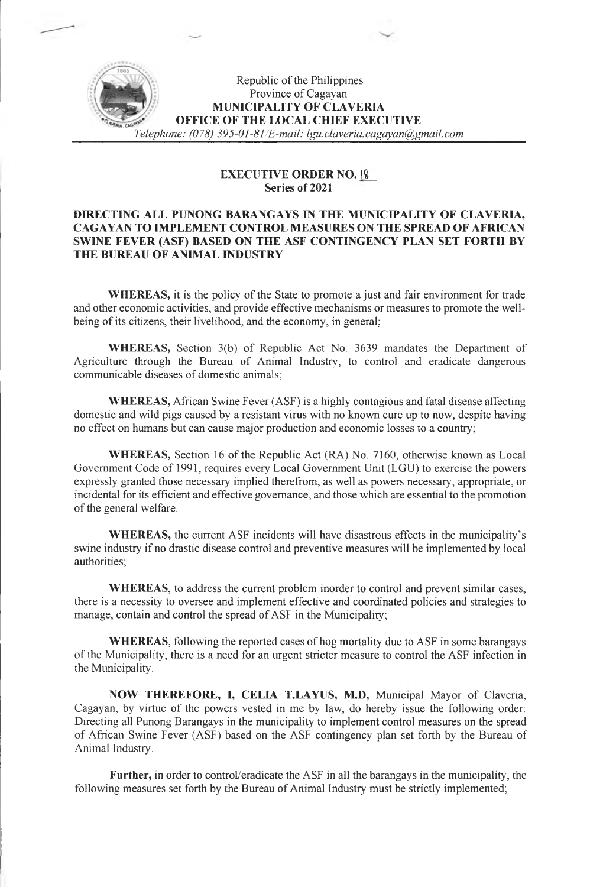Republic of the Philippines
Province of Cagayan
**MUNICIPALITY OF CLAVERIA**
**OFFICE OF THE LOCAL CHIEF EXECUTIVE**
*Telephone: (078) 395-01-81/E-mail: lgu.claveria.cagayan@gmail.com*

**EXECUTIVE ORDER NO. 18**
**Series of 2021**

**DIRECTING ALL PUNONG BARANGAYS IN THE MUNICIPALITY OF CLAVERIA, CAGAYAN TO IMPLEMENT CONTROL MEASURES ON THE SPREAD OF AFRICAN SWINE FEVER (ASF) BASED ON THE ASF CONTINGENCY PLAN SET FORTH BY THE BUREAU OF ANIMAL INDUSTRY**

**WHEREAS,** it is the policy of the State to promote a just and fair environment for trade and other economic activities, and provide effective mechanisms or measures to promote the well-being of its citizens, their livelihood, and the economy, in general;

**WHEREAS,** Section 3(b) of Republic Act No. 3639 mandates the Department of Agriculture through the Bureau of Animal Industry, to control and eradicate dangerous communicable diseases of domestic animals;

**WHEREAS,** African Swine Fever (ASF) is a highly contagious and fatal disease affecting domestic and wild pigs caused by a resistant virus with no known cure up to now, despite having no effect on humans but can cause major production and economic losses to a country;

**WHEREAS,** Section 16 of the Republic Act (RA) No. 7160, otherwise known as Local Government Code of 1991, requires every Local Government Unit (LGU) to exercise the powers expressly granted those necessary implied therefrom, as well as powers necessary, appropriate, or incidental for its efficient and effective governance, and those which are essential to the promotion of the general welfare.

**WHEREAS,** the current ASF incidents will have disastrous effects in the municipality's swine industry if no drastic disease control and preventive measures will be implemented by local authorities;

**WHEREAS**, to address the current problem inorder to control and prevent similar cases, there is a necessity to oversee and implement effective and coordinated policies and strategies to manage, contain and control the spread of ASF in the Municipality;

**WHEREAS**, following the reported cases of hog mortality due to ASF in some barangays of the Municipality, there is a need for an urgent stricter measure to control the ASF infection in the Municipality.

**NOW THEREFORE, I, CELIA T.LAYUS, M.D,** Municipal Mayor of Claveria, Cagayan, by virtue of the powers vested in me by law, do hereby issue the following order: Directing all Punong Barangays in the municipality to implement control measures on the spread of African Swine Fever (ASF) based on the ASF contingency plan set forth by the Bureau of Animal Industry.

**Further,** in order to control/eradicate the ASF in all the barangays in the municipality, the following measures set forth by the Bureau of Animal Industry must be strictly implemented;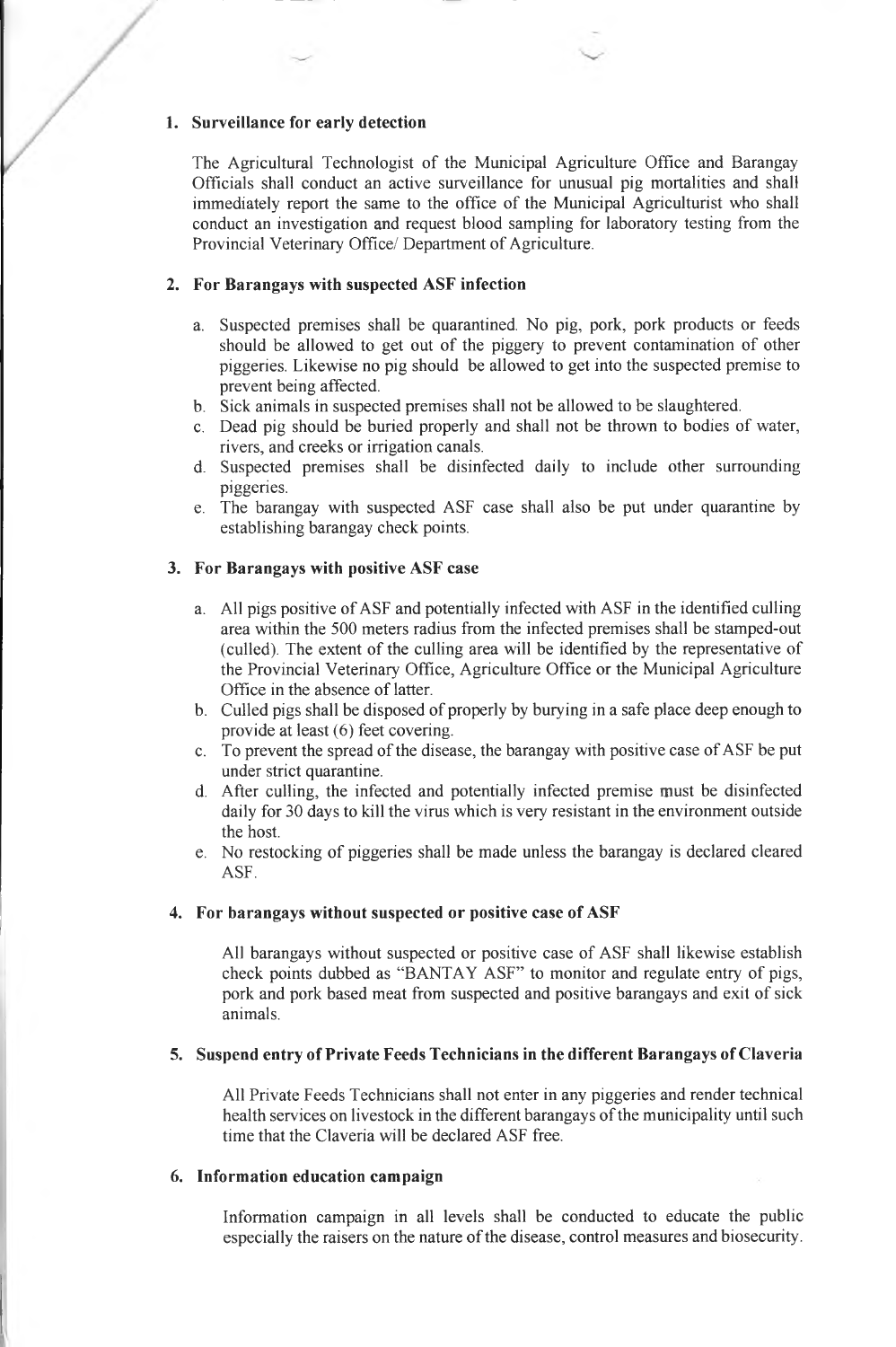**1. Surveillance for early detection**

The Agricultural Technologist of the Municipal Agriculture Office and Barangay Officials shall conduct an active surveillance for unusual pig mortalities and shall immediately report the same to the office of the Municipal Agriculturist who shall conduct an investigation and request blood sampling for laboratory testing from the Provincial Veterinary Office/ Department of Agriculture.

**2. For Barangays with suspected ASF infection**

a. Suspected premises shall be quarantined. No pig, pork, pork products or feeds should be allowed to get out of the piggery to prevent contamination of other piggeries. Likewise no pig should be allowed to get into the suspected premise to prevent being affected.
b. Sick animals in suspected premises shall not be allowed to be slaughtered.
c. Dead pig should be buried properly and shall not be thrown to bodies of water, rivers, and creeks or irrigation canals.
d. Suspected premises shall be disinfected daily to include other surrounding piggeries.
e. The barangay with suspected ASF case shall also be put under quarantine by establishing barangay check points.

**3. For Barangays with positive ASF case**

a. All pigs positive of ASF and potentially infected with ASF in the identified culling area within the 500 meters radius from the infected premises shall be stamped-out (culled). The extent of the culling area will be identified by the representative of the Provincial Veterinary Office, Agriculture Office or the Municipal Agriculture Office in the absence of latter.
b. Culled pigs shall be disposed of properly by burying in a safe place deep enough to provide at least (6) feet covering.
c. To prevent the spread of the disease, the barangay with positive case of ASF be put under strict quarantine.
d. After culling, the infected and potentially infected premise must be disinfected daily for 30 days to kill the virus which is very resistant in the environment outside the host.
e. No restocking of piggeries shall be made unless the barangay is declared cleared ASF.

**4. For barangays without suspected or positive case of ASF**

All barangays without suspected or positive case of ASF shall likewise establish check points dubbed as "BANTAY ASF" to monitor and regulate entry of pigs, pork and pork based meat from suspected and positive barangays and exit of sick animals.

**5. Suspend entry of Private Feeds Technicians in the different Barangays of Claveria**

All Private Feeds Technicians shall not enter in any piggeries and render technical health services on livestock in the different barangays of the municipality until such time that the Claveria will be declared ASF free.

**6. Information education campaign**

Information campaign in all levels shall be conducted to educate the public especially the raisers on the nature of the disease, control measures and biosecurity.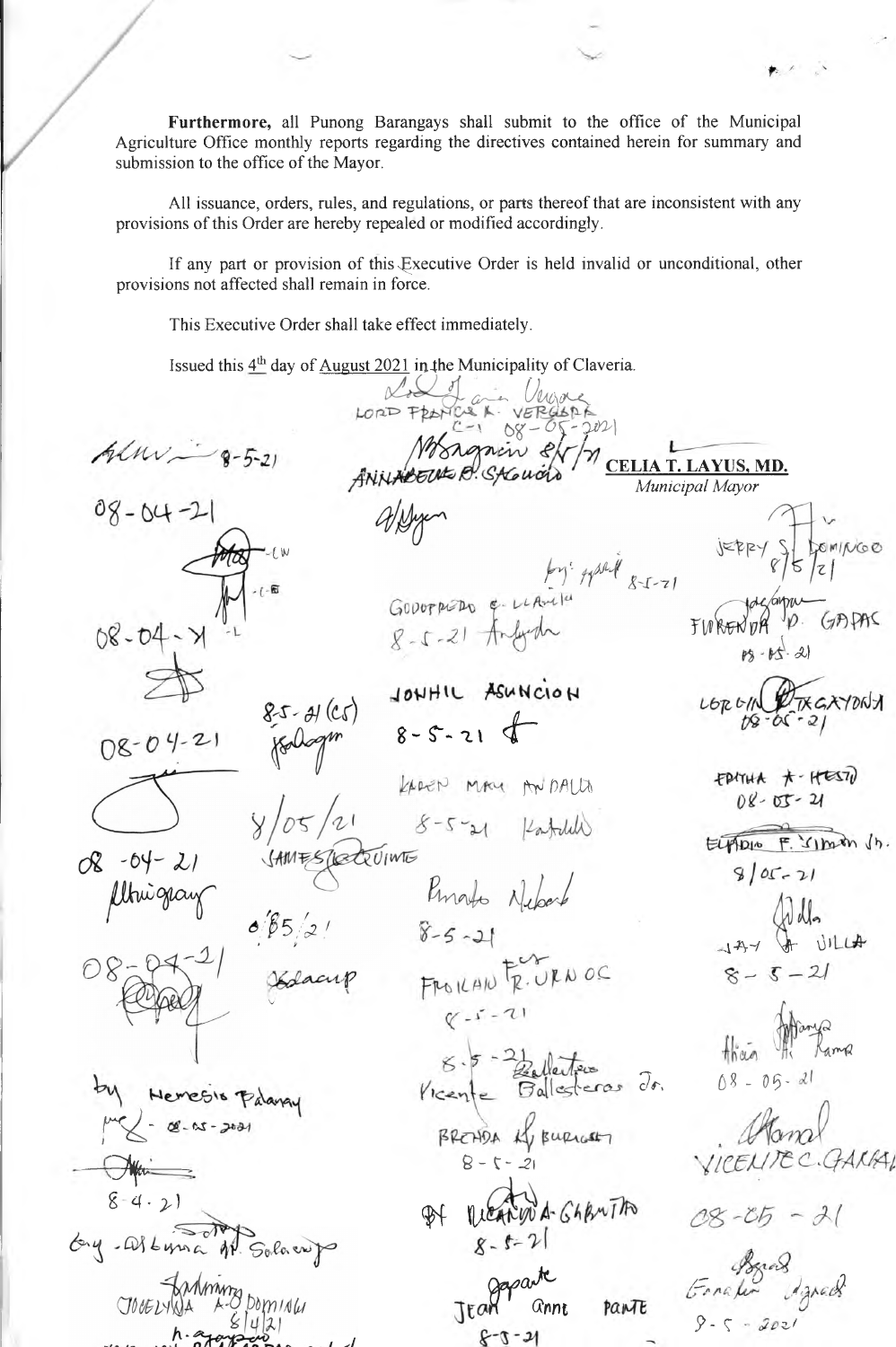**Furthermore,** all Punong Barangays shall submit to the office of the Municipal Agriculture Office monthly reports regarding the directives contained herein for summary and submission to the office of the Mayor.

All issuance, orders, rules, and regulations, or parts thereof that are inconsistent with any provisions of this Order are hereby repealed or modified accordingly.

If any part or provision of this Executive Order is held invalid or unconditional, other provisions not affected shall remain in force.

This Executive Order shall take effect immediately.

Issued this 4th day of August 2021 in the Municipality of Claveria.

**CELIA T. LAYUS, MD.**
*Municipal Mayor*

LORD FRANCIS A. VERGARA
08-05-2021

ANNABELLE B. SAGUDANG
8/5/21

8-5-21

08-04-21

08-04-21

08-04-21

8-5-21 (CS)

GODOFREDO C. LLAVELLO
8-5-21

JONHIL ASUNCION
8-5-21

KAREN MAY ANDALLA
8-5-21

8/05/21

JAMES TECRUIMO

08-04-21

Renato Nebab
8-5-21

0.85/21

08-04-21

FROILAN R. URNOC
8-5-21

8-5-21
Vicente Ballesteros Jr.

JERRY S. DOMINGO
8/5/21

FLORENDA D. GAPAC
08-05-21

LORELYN TAGAYONA
08-05-21

EDITHA A. HESTO
08-05-21

ELPIDIO F. SIMON JR.
8/05-21

JAY A. VILLA
8-5-21

08-05-21

VICENTE C. GARAL

08-05-21

8-5-2021

by Nemesis Palanay
08-05-2021

8-4-21

by Ollyma M. Solarwo

JOCELYNA A. DOMINGO
8/4/21

BRENDA A. BURIGSAY
8-5-21

by VICENTE A. GABUTAO
8-5-21

JEAN ANNE PANTE
8-5-21